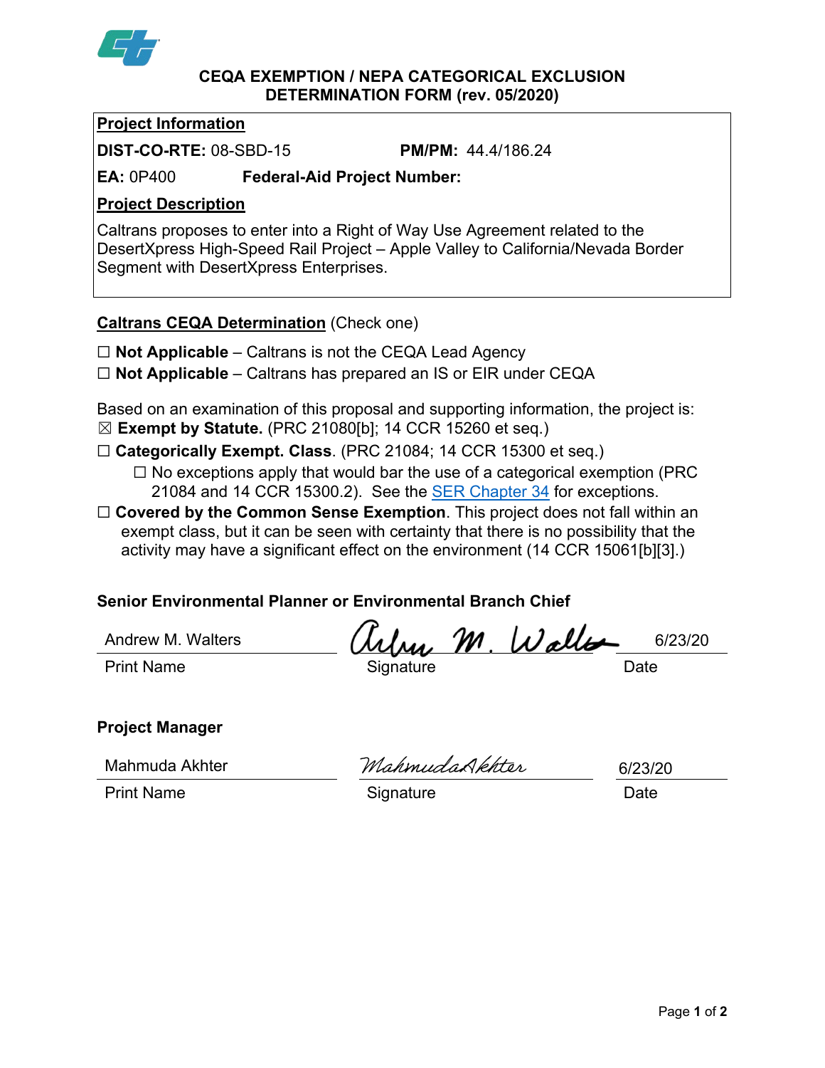# CEQA EXEMPTION / NEPA CATEGORICAL EXCLUSION DETERMINATION FORM (rev. 05/2020)

## Project Information

**DIST-CO-RTE:** 08-SBD-15 **PM/PM:** 44.4/186.24

**EA:** 0P400 **Federal-Aid Project Number:**

## Project Description

Caltrans proposes to enter into a Right of Way Use Agreement related to the DesertXpress High-Speed Rail Project – Apple Valley to California/Nevada Border Segment with DesertXpress Enterprises.

## Caltrans CEQA Determination (Check one)

☐ **Not Applicable** – Caltrans is not the CEQA Lead Agency

☐ **Not Applicable** – Caltrans has prepared an IS or EIR under CEQA

Based on an examination of this proposal and supporting information, the project is:

☒ **Exempt by Statute.** (PRC 21080[b]; 14 CCR 15260 et seq.)

☐ **Categorically Exempt. Class**. (PRC 21084; 14 CCR 15300 et seq.)

- ☐ No exceptions apply that would bar the use of a categorical exemption (PRC 21084 and 14 CCR 15300.2). See the SER Chapter 34 for exceptions.

☐ **Covered by the Common Sense Exemption**. This project does not fall within an exempt class, but it can be seen with certainty that there is no possibility that the activity may have a significant effect on the environment (14 CCR 15061[b][3].)

### Senior Environmental Planner or Environmental Branch Chief

| Andrew M. Walters | Andrew M. Walters | 6/23/20 |
|---|---|---|
| Print Name | Signature | Date |

### Project Manager

| Mahmuda Akhter | Mahmuda Akhter | 6/23/20 |
|---|---|---|
| Print Name | Signature | Date |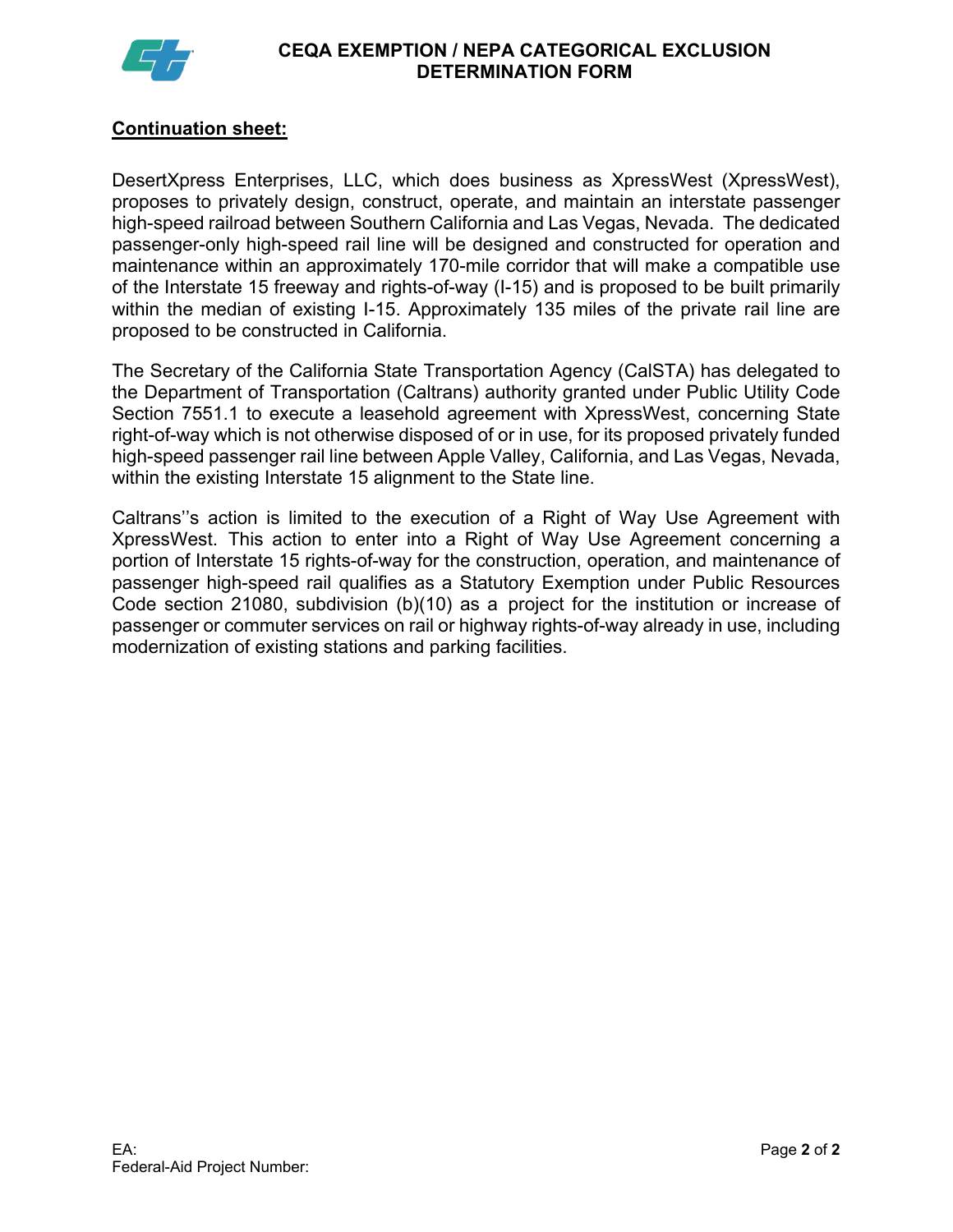**Continuation sheet:**

DesertXpress Enterprises, LLC, which does business as XpressWest (XpressWest), proposes to privately design, construct, operate, and maintain an interstate passenger high-speed railroad between Southern California and Las Vegas, Nevada. The dedicated passenger-only high-speed rail line will be designed and constructed for operation and maintenance within an approximately 170-mile corridor that will make a compatible use of the Interstate 15 freeway and rights-of-way (I-15) and is proposed to be built primarily within the median of existing I-15. Approximately 135 miles of the private rail line are proposed to be constructed in California.

The Secretary of the California State Transportation Agency (CalSTA) has delegated to the Department of Transportation (Caltrans) authority granted under Public Utility Code Section 7551.1 to execute a leasehold agreement with XpressWest, concerning State right-of-way which is not otherwise disposed of or in use, for its proposed privately funded high-speed passenger rail line between Apple Valley, California, and Las Vegas, Nevada, within the existing Interstate 15 alignment to the State line.

Caltrans''s action is limited to the execution of a Right of Way Use Agreement with XpressWest. This action to enter into a Right of Way Use Agreement concerning a portion of Interstate 15 rights-of-way for the construction, operation, and maintenance of passenger high-speed rail qualifies as a Statutory Exemption under Public Resources Code section 21080, subdivision (b)(10) as a project for the institution or increase of passenger or commuter services on rail or highway rights-of-way already in use, including modernization of existing stations and parking facilities.

EA:
Federal-Aid Project Number: